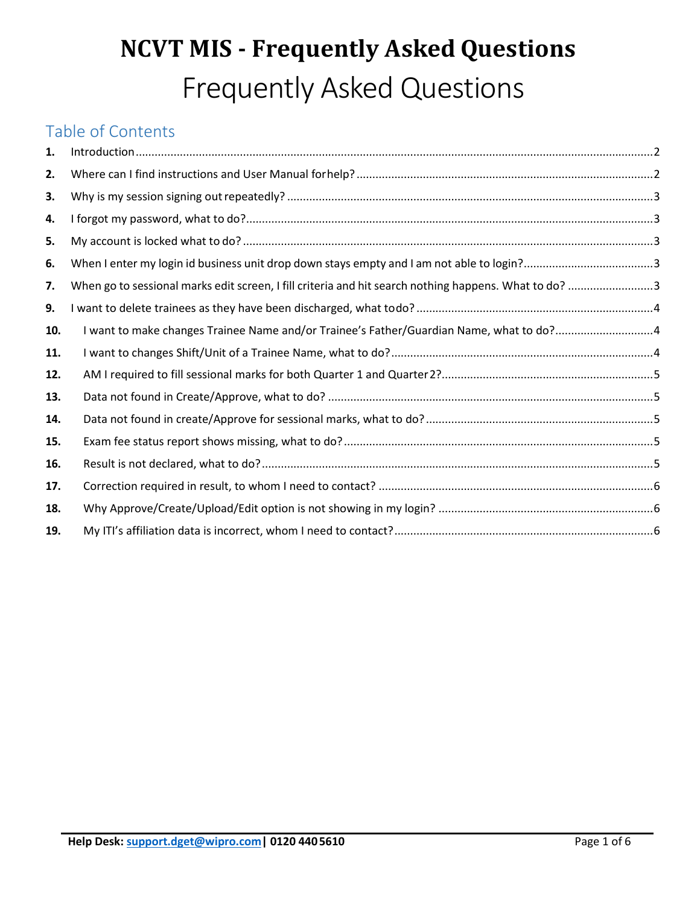# NCVT MIS - Frequently Asked Questions

# Frequently Asked Questions

## Table of Contents

| | | |
|---|---|---|
| **1.** | Introduction | 2 |
| **2.** | Where can I find instructions and User Manual for help? | 2 |
| **3.** | Why is my session signing out repeatedly? | 3 |
| **4.** | I forgot my password, what to do? | 3 |
| **5.** | My account is locked what to do? | 3 |
| **6.** | When I enter my login id business unit drop down stays empty and I am not able to login? | 3 |
| **7.** | When go to sessional marks edit screen, I fill criteria and hit search nothing happens. What to do? | 3 |
| **9.** | I want to delete trainees as they have been discharged, what to do? | 4 |
| **10.** | I want to make changes Trainee Name and/or Trainee's Father/Guardian Name, what to do? | 4 |
| **11.** | I want to changes Shift/Unit of a Trainee Name, what to do? | 4 |
| **12.** | AM I required to fill sessional marks for both Quarter 1 and Quarter 2? | 5 |
| **13.** | Data not found in Create/Approve, what to do? | 5 |
| **14.** | Data not found in create/Approve for sessional marks, what to do? | 5 |
| **15.** | Exam fee status report shows missing, what to do? | 5 |
| **16.** | Result is not declared, what to do? | 5 |
| **17.** | Correction required in result, to whom I need to contact? | 6 |
| **18.** | Why Approve/Create/Upload/Edit option is not showing in my login? | 6 |
| **19.** | My ITI's affiliation data is incorrect, whom I need to contact? | 6 |

**Help Desk: support.dget@wipro.com | 0120 440 5610**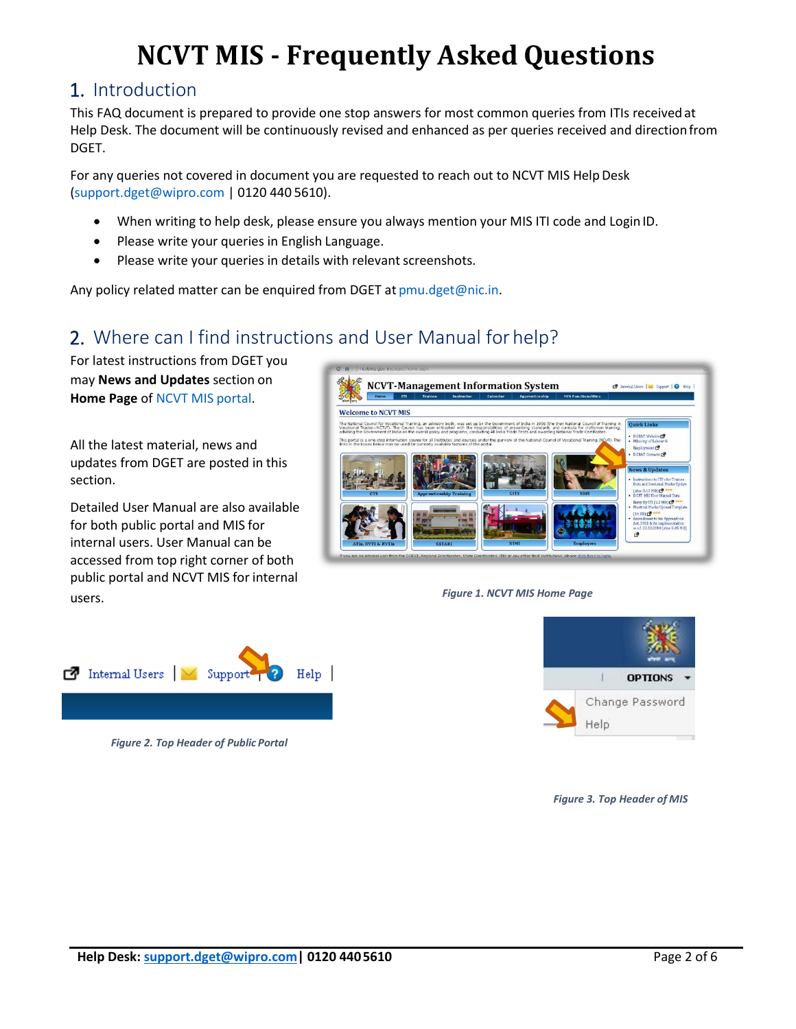# NCVT MIS - Frequently Asked Questions

## 1. Introduction

This FAQ document is prepared to provide one stop answers for most common queries from ITIs received at Help Desk. The document will be continuously revised and enhanced as per queries received and direction from DGET.

For any queries not covered in document you are requested to reach out to NCVT MIS Help Desk (support.dget@wipro.com | 0120 440 5610).

- When writing to help desk, please ensure you always mention your MIS ITI code and Login ID.
- Please write your queries in English Language.
- Please write your queries in details with relevant screenshots.

Any policy related matter can be enquired from DGET at pmu.dget@nic.in.

## 2. Where can I find instructions and User Manual for help?

For latest instructions from DGET you may **News and Updates** section on **Home Page** of NCVT MIS portal.

All the latest material, news and updates from DGET are posted in this section.

Detailed User Manual are also available for both public portal and MIS for internal users. User Manual can be accessed from top right corner of both public portal and NCVT MIS for internal users.

*Figure 1. NCVT MIS Home Page*

*Figure 2. Top Header of Public Portal*

*Figure 3. Top Header of MIS*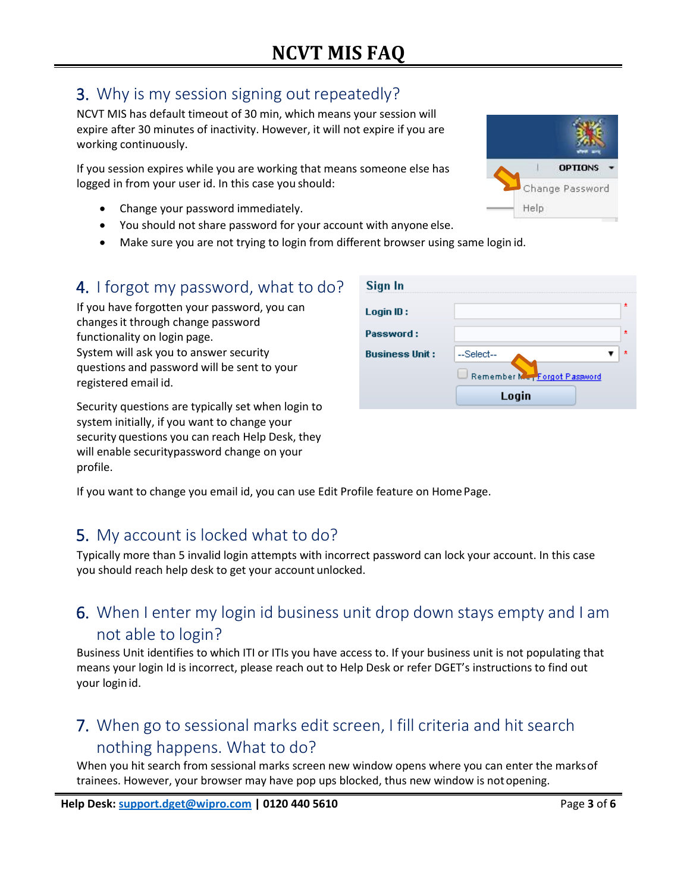## 3. Why is my session signing out repeatedly?

NCVT MIS has default timeout of 30 min, which means your session will expire after 30 minutes of inactivity. However, it will not expire if you are working continuously.

If you session expires while you are working that means someone else has logged in from your user id. In this case you should:

- Change your password immediately.
- You should not share password for your account with anyone else.
- Make sure you are not trying to login from different browser using same login id.

## 4. I forgot my password, what to do?

If you have forgotten your password, you can changes it through change password functionality on login page.
System will ask you to answer security questions and password will be sent to your registered email id.

Security questions are typically set when login to system initially, if you want to change your security questions you can reach Help Desk, they will enable securitypassword change on your profile.

If you want to change you email id, you can use Edit Profile feature on Home Page.

## 5. My account is locked what to do?

Typically more than 5 invalid login attempts with incorrect password can lock your account. In this case you should reach help desk to get your account unlocked.

## 6. When I enter my login id business unit drop down stays empty and I am not able to login?

Business Unit identifies to which ITI or ITIs you have access to. If your business unit is not populating that means your login Id is incorrect, please reach out to Help Desk or refer DGET's instructions to find out your login id.

## 7. When go to sessional marks edit screen, I fill criteria and hit search nothing happens. What to do?

When you hit search from sessional marks screen new window opens where you can enter the marks of trainees. However, your browser may have pop ups blocked, thus new window is not opening.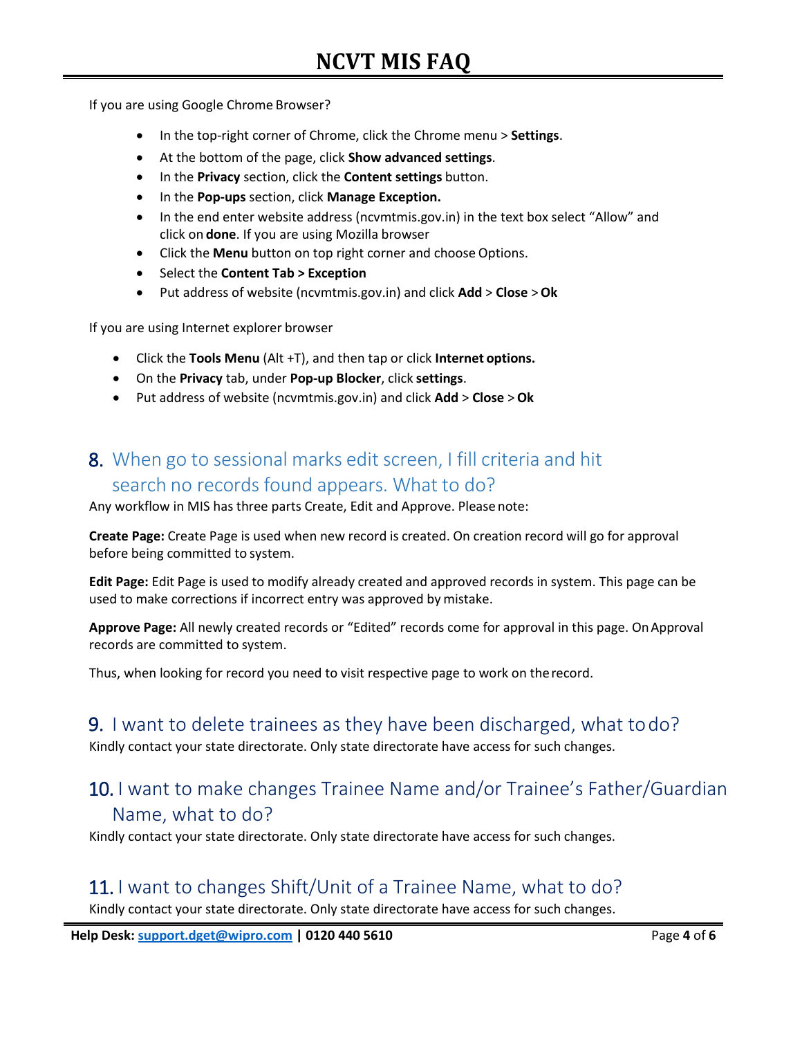If you are using Google Chrome Browser?

- In the top-right corner of Chrome, click the Chrome menu > **Settings**.
- At the bottom of the page, click **Show advanced settings**.
- In the **Privacy** section, click the **Content settings** button.
- In the **Pop-ups** section, click **Manage Exception.**
- In the end enter website address (ncvmtmis.gov.in) in the text box select "Allow" and click on **done**. If you are using Mozilla browser
- Click the **Menu** button on top right corner and choose Options.
- Select the **Content Tab > Exception**
- Put address of website (ncvmtmis.gov.in) and click **Add** > **Close** > **Ok**

If you are using Internet explorer browser

- Click the **Tools Menu** (Alt +T), and then tap or click **Internet options.**
- On the **Privacy** tab, under **Pop-up Blocker**, click **settings**.
- Put address of website (ncvmtmis.gov.in) and click **Add** > **Close** > **Ok**

## 8. When go to sessional marks edit screen, I fill criteria and hit search no records found appears. What to do?

Any workflow in MIS has three parts Create, Edit and Approve. Please note:

**Create Page:** Create Page is used when new record is created. On creation record will go for approval before being committed to system.

**Edit Page:** Edit Page is used to modify already created and approved records in system. This page can be used to make corrections if incorrect entry was approved by mistake.

**Approve Page:** All newly created records or "Edited" records come for approval in this page. On Approval records are committed to system.

Thus, when looking for record you need to visit respective page to work on the record.

## 9. I want to delete trainees as they have been discharged, what to do?

Kindly contact your state directorate. Only state directorate have access for such changes.

## 10. I want to make changes Trainee Name and/or Trainee's Father/Guardian Name, what to do?

Kindly contact your state directorate. Only state directorate have access for such changes.

## 11. I want to changes Shift/Unit of a Trainee Name, what to do?

Kindly contact your state directorate. Only state directorate have access for such changes.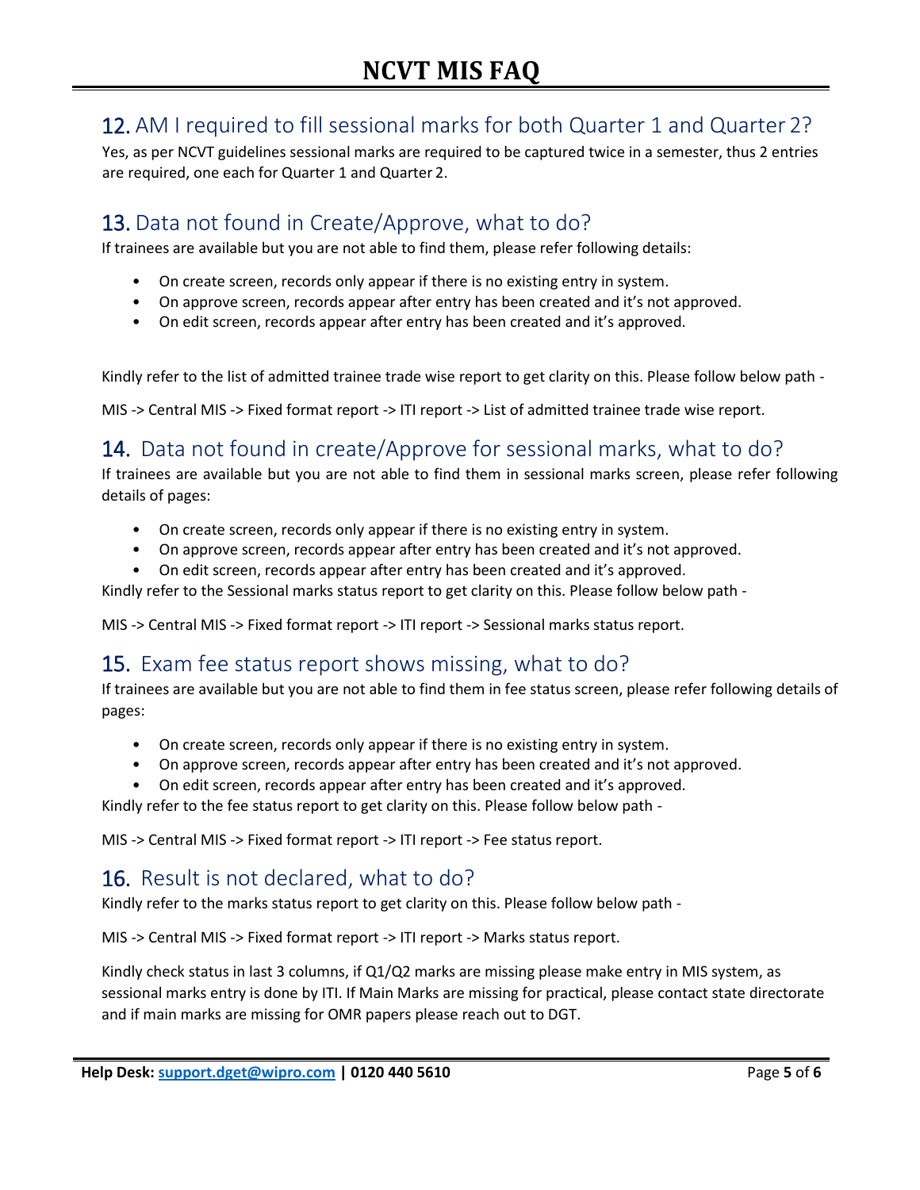## 12. AM I required to fill sessional marks for both Quarter 1 and Quarter 2?

Yes, as per NCVT guidelines sessional marks are required to be captured twice in a semester, thus 2 entries are required, one each for Quarter 1 and Quarter 2.

## 13. Data not found in Create/Approve, what to do?

If trainees are available but you are not able to find them, please refer following details:

- On create screen, records only appear if there is no existing entry in system.
- On approve screen, records appear after entry has been created and it's not approved.
- On edit screen, records appear after entry has been created and it's approved.

Kindly refer to the list of admitted trainee trade wise report to get clarity on this. Please follow below path -

MIS -> Central MIS -> Fixed format report -> ITI report -> List of admitted trainee trade wise report.

## 14. Data not found in create/Approve for sessional marks, what to do?

If trainees are available but you are not able to find them in sessional marks screen, please refer following details of pages:

- On create screen, records only appear if there is no existing entry in system.
- On approve screen, records appear after entry has been created and it's not approved.
- On edit screen, records appear after entry has been created and it's approved.

Kindly refer to the Sessional marks status report to get clarity on this. Please follow below path -

MIS -> Central MIS -> Fixed format report -> ITI report -> Sessional marks status report.

## 15. Exam fee status report shows missing, what to do?

If trainees are available but you are not able to find them in fee status screen, please refer following details of pages:

- On create screen, records only appear if there is no existing entry in system.
- On approve screen, records appear after entry has been created and it's not approved.
- On edit screen, records appear after entry has been created and it's approved.

Kindly refer to the fee status report to get clarity on this. Please follow below path -

MIS -> Central MIS -> Fixed format report -> ITI report -> Fee status report.

## 16. Result is not declared, what to do?

Kindly refer to the marks status report to get clarity on this. Please follow below path -

MIS -> Central MIS -> Fixed format report -> ITI report -> Marks status report.

Kindly check status in last 3 columns, if Q1/Q2 marks are missing please make entry in MIS system, as sessional marks entry is done by ITI. If Main Marks are missing for practical, please contact state directorate and if main marks are missing for OMR papers please reach out to DGT.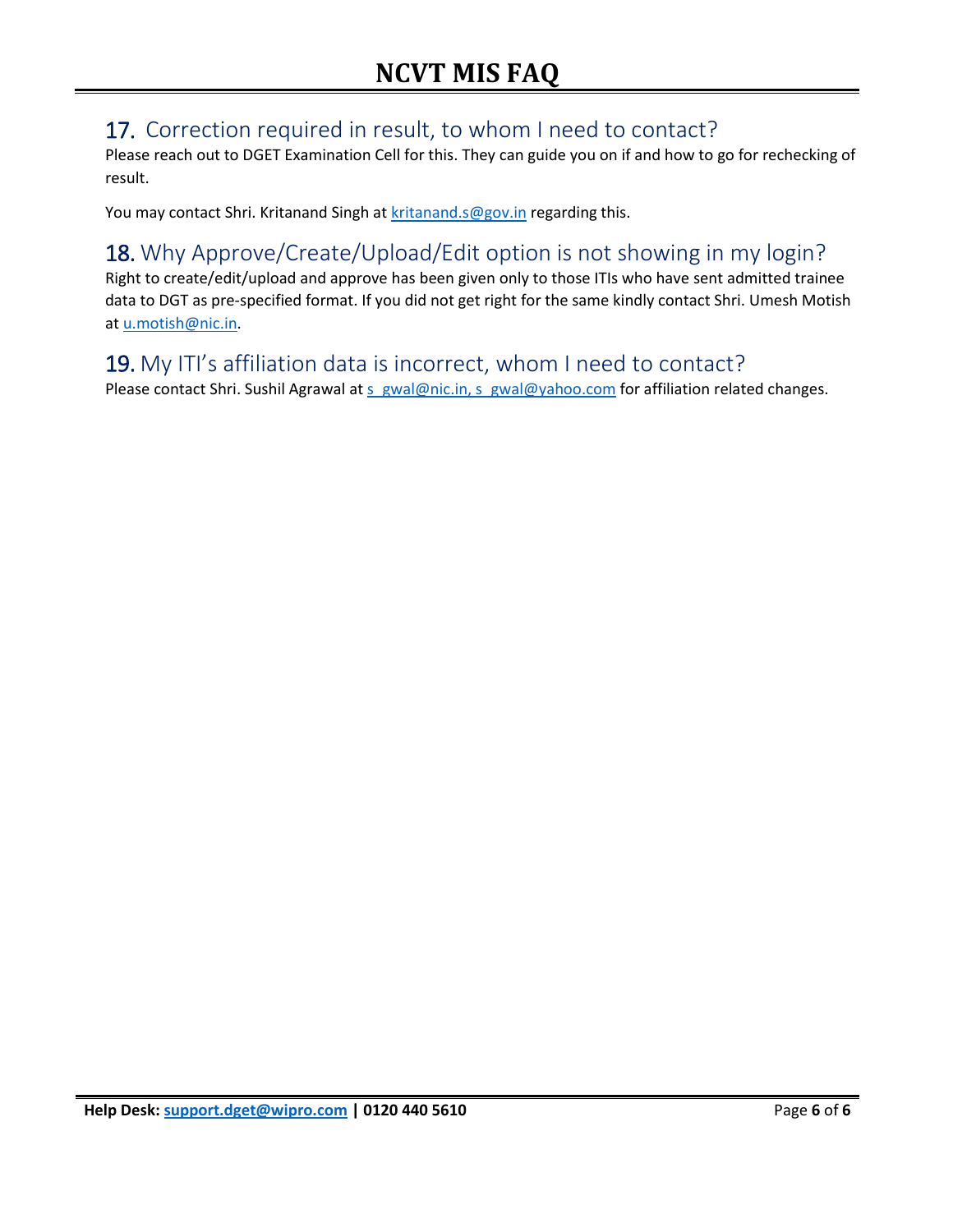## 17. Correction required in result, to whom I need to contact?

Please reach out to DGET Examination Cell for this. They can guide you on if and how to go for rechecking of result.

You may contact Shri. Kritanand Singh at kritanand.s@gov.in regarding this.

## 18. Why Approve/Create/Upload/Edit option is not showing in my login?

Right to create/edit/upload and approve has been given only to those ITIs who have sent admitted trainee data to DGT as pre-specified format. If you did not get right for the same kindly contact Shri. Umesh Motish at u.motish@nic.in.

## 19. My ITI's affiliation data is incorrect, whom I need to contact?

Please contact Shri. Sushil Agrawal at s_gwal@nic.in, s_gwal@yahoo.com for affiliation related changes.